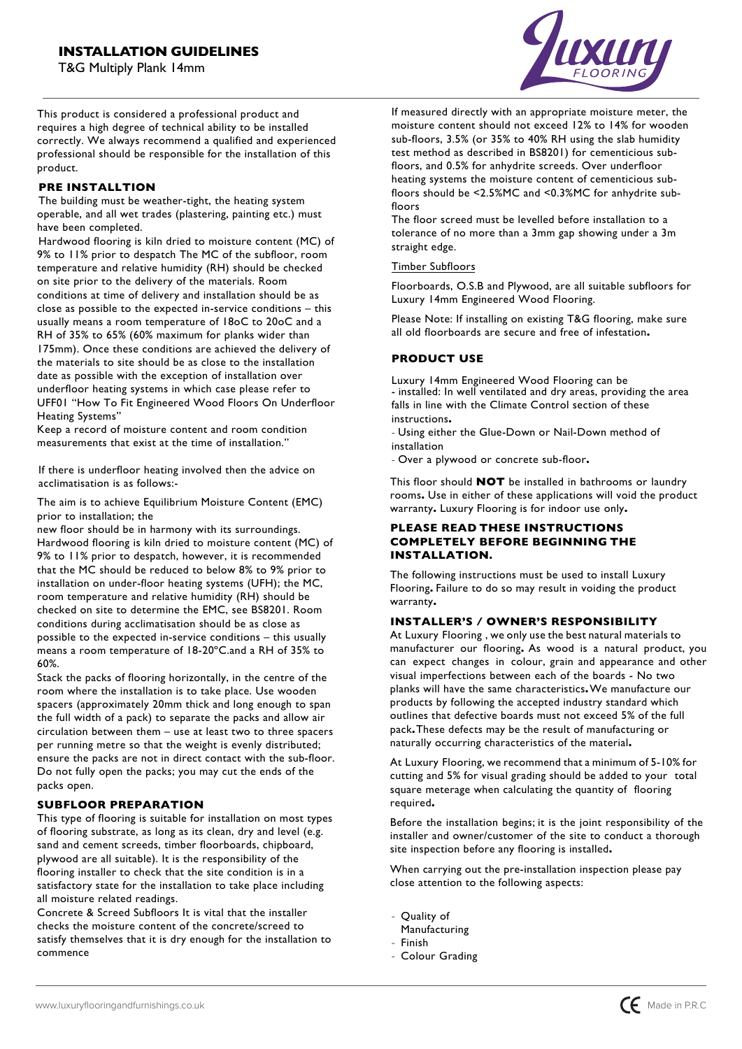# INSTALLATION GUIDELINES

T&G Multiply Plank 14mm

This product is considered a professional product and requires a high degree of technical ability to be installed correctly. We always recommend a qualified and experienced professional should be responsible for the installation of this product.

## PRE INSTALLTION

The building must be weather-tight, the heating system operable, and all wet trades (plastering, painting etc.) must have been completed.

Hardwood flooring is kiln dried to moisture content (MC) of 9% to 11% prior to despatch The MC of the subfloor, room temperature and relative humidity (RH) should be checked on site prior to the delivery of the materials. Room conditions at time of delivery and installation should be as close as possible to the expected in-service conditions – this usually means a room temperature of 18oC to 20oC and a RH of 35% to 65% (60% maximum for planks wider than 175mm). Once these conditions are achieved the delivery of the materials to site should be as close to the installation date as possible with the exception of installation over underfloor heating systems in which case please refer to UFF01 "How To Fit Engineered Wood Floors On Underfloor Heating Systems"

Keep a record of moisture content and room condition measurements that exist at the time of installation."

If there is underfloor heating involved then the advice on acclimatisation is as follows:-

The aim is to achieve Equilibrium Moisture Content (EMC) prior to installation; the new floor should be in harmony with its surroundings. Hardwood flooring is kiln dried to moisture content (MC) of 9% to 11% prior to despatch, however, it is recommended that the MC should be reduced to below 8% to 9% prior to installation on under-floor heating systems (UFH); the MC, room temperature and relative humidity (RH) should be checked on site to determine the EMC, see BS8201. Room conditions during acclimatisation should be as close as possible to the expected in-service conditions – this usually means a room temperature of 18-20°C.and a RH of 35% to 60%.

Stack the packs of flooring horizontally, in the centre of the room where the installation is to take place. Use wooden spacers (approximately 20mm thick and long enough to span the full width of a pack) to separate the packs and allow air circulation between them – use at least two to three spacers per running metre so that the weight is evenly distributed; ensure the packs are not in direct contact with the sub-floor. Do not fully open the packs; you may cut the ends of the packs open.

## SUBFLOOR PREPARATION

This type of flooring is suitable for installation on most types of flooring substrate, as long as its clean, dry and level (e.g. sand and cement screeds, timber floorboards, chipboard, plywood are all suitable). It is the responsibility of the flooring installer to check that the site condition is in a satisfactory state for the installation to take place including all moisture related readings.

Concrete & Screed Subfloors It is vital that the installer checks the moisture content of the concrete/screed to satisfy themselves that it is dry enough for the installation to commence

If measured directly with an appropriate moisture meter, the moisture content should not exceed 12% to 14% for wooden sub-floors, 3.5% (or 35% to 40% RH using the slab humidity test method as described in BS8201) for cementicious sub-floors, and 0.5% for anhydrite screeds. Over underfloor heating systems the moisture content of cementicious sub-floors should be <2.5%MC and <0.3%MC for anhydrite sub-floors

The floor screed must be levelled before installation to a tolerance of no more than a 3mm gap showing under a 3m straight edge.

Timber Subfloors

Floorboards, O.S.B and Plywood, are all suitable subfloors for Luxury 14mm Engineered Wood Flooring.

Please Note: If installing on existing T&G flooring, make sure all old floorboards are secure and free of infestation**.**

## PRODUCT USE

Luxury 14mm Engineered Wood Flooring can be

- installed: In well ventilated and dry areas, providing the area falls in line with the Climate Control section of these instructions**.**
- Using either the Glue-Down or Nail-Down method of installation
- Over a plywood or concrete sub-floor**.**

This floor should **NOT** be installed in bathrooms or laundry rooms**.** Use in either of these applications will void the product warranty**.** Luxury Flooring is for indoor use only**.**

## PLEASE READ THESE INSTRUCTIONS COMPLETELY BEFORE BEGINNING THE INSTALLATION.

The following instructions must be used to install Luxury Flooring**.** Failure to do so may result in voiding the product warranty**.**

## INSTALLER'S / OWNER'S RESPONSIBILITY

At Luxury Flooring , we only use the best natural materials to manufacturer our flooring**.** As wood is a natural product, you can expect changes in colour, grain and appearance and other visual imperfections between each of the boards - No two planks will have the same characteristics**.** We manufacture our products by following the accepted industry standard which outlines that defective boards must not exceed 5% of the full pack**.** These defects may be the result of manufacturing or naturally occurring characteristics of the material**.**

At Luxury Flooring, we recommend that a minimum of 5-10% for cutting and 5% for visual grading should be added to your total square meterage when calculating the quantity of flooring required**.**

Before the installation begins; it is the joint responsibility of the installer and owner/customer of the site to conduct a thorough site inspection before any flooring is installed**.**

When carrying out the pre-installation inspection please pay close attention to the following aspects:

- Quality of Manufacturing
- Finish
- Colour Grading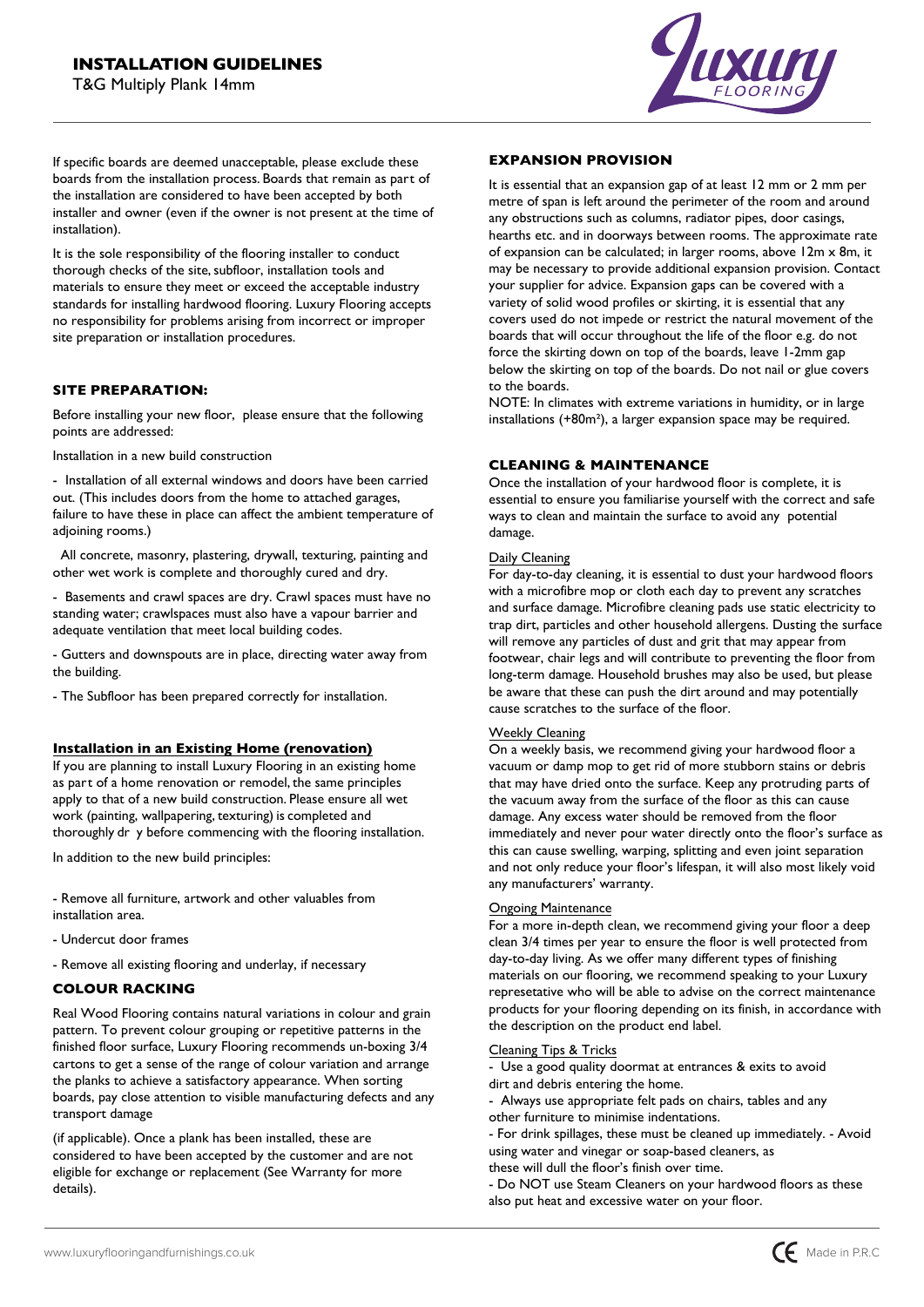If specific boards are deemed unacceptable, please exclude these boards from the installation process. Boards that remain as part of the installation are considered to have been accepted by both installer and owner (even if the owner is not present at the time of installation).

It is the sole responsibility of the flooring installer to conduct thorough checks of the site, subfloor, installation tools and materials to ensure they meet or exceed the acceptable industry standards for installing hardwood flooring. Luxury Flooring accepts no responsibility for problems arising from incorrect or improper site preparation or installation procedures.

## SITE PREPARATION:

Before installing your new floor, please ensure that the following points are addressed:

Installation in a new build construction

- Installation of all external windows and doors have been carried out. (This includes doors from the home to attached garages, failure to have these in place can affect the ambient temperature of adjoining rooms.)

All concrete, masonry, plastering, drywall, texturing, painting and other wet work is complete and thoroughly cured and dry.

- Basements and crawl spaces are dry. Crawl spaces must have no standing water; crawlspaces must also have a vapour barrier and adequate ventilation that meet local building codes.

- Gutters and downspouts are in place, directing water away from the building.

- The Subfloor has been prepared correctly for installation.

### Installation in an Existing Home (renovation)

If you are planning to install Luxury Flooring in an existing home as part of a home renovation or remodel, the same principles apply to that of a new build construction. Please ensure all wet work (painting, wallpapering, texturing) is completed and thoroughly dr y before commencing with the flooring installation.

In addition to the new build principles:

- Remove all furniture, artwork and other valuables from installation area.
- Undercut door frames
- Remove all existing flooring and underlay, if necessary

## COLOUR RACKING

Real Wood Flooring contains natural variations in colour and grain pattern. To prevent colour grouping or repetitive patterns in the finished floor surface, Luxury Flooring recommends un-boxing 3/4 cartons to get a sense of the range of colour variation and arrange the planks to achieve a satisfactory appearance. When sorting boards, pay close attention to visible manufacturing defects and any transport damage

(if applicable). Once a plank has been installed, these are considered to have been accepted by the customer and are not eligible for exchange or replacement (See Warranty for more details).

## EXPANSION PROVISION

It is essential that an expansion gap of at least 12 mm or 2 mm per metre of span is left around the perimeter of the room and around any obstructions such as columns, radiator pipes, door casings, hearths etc. and in doorways between rooms. The approximate rate of expansion can be calculated; in larger rooms, above 12m x 8m, it may be necessary to provide additional expansion provision. Contact your supplier for advice. Expansion gaps can be covered with a variety of solid wood profiles or skirting, it is essential that any covers used do not impede or restrict the natural movement of the boards that will occur throughout the life of the floor e.g. do not force the skirting down on top of the boards, leave 1-2mm gap below the skirting on top of the boards. Do not nail or glue covers to the boards.

NOTE: In climates with extreme variations in humidity, or in large installations (+80m$^2$), a larger expansion space may be required.

## CLEANING & MAINTENANCE

Once the installation of your hardwood floor is complete, it is essential to ensure you familiarise yourself with the correct and safe ways to clean and maintain the surface to avoid any potential damage.

### Daily Cleaning

For day-to-day cleaning, it is essential to dust your hardwood floors with a microfibre mop or cloth each day to prevent any scratches and surface damage. Microfibre cleaning pads use static electricity to trap dirt, particles and other household allergens. Dusting the surface will remove any particles of dust and grit that may appear from footwear, chair legs and will contribute to preventing the floor from long-term damage. Household brushes may also be used, but please be aware that these can push the dirt around and may potentially cause scratches to the surface of the floor.

### Weekly Cleaning

On a weekly basis, we recommend giving your hardwood floor a vacuum or damp mop to get rid of more stubborn stains or debris that may have dried onto the surface. Keep any protruding parts of the vacuum away from the surface of the floor as this can cause damage. Any excess water should be removed from the floor immediately and never pour water directly onto the floor's surface as this can cause swelling, warping, splitting and even joint separation and not only reduce your floor's lifespan, it will also most likely void any manufacturers' warranty.

### Ongoing Maintenance

For a more in-depth clean, we recommend giving your floor a deep clean 3/4 times per year to ensure the floor is well protected from day-to-day living. As we offer many different types of finishing materials on our flooring, we recommend speaking to your Luxury represetative who will be able to advise on the correct maintenance products for your flooring depending on its finish, in accordance with the description on the product end label.

### Cleaning Tips & Tricks

- Use a good quality doormat at entrances & exits to avoid dirt and debris entering the home.
- Always use appropriate felt pads on chairs, tables and any other furniture to minimise indentations.
- For drink spillages, these must be cleaned up immediately. - Avoid using water and vinegar or soap-based cleaners, as these will dull the floor's finish over time.
- Do NOT use Steam Cleaners on your hardwood floors as these also put heat and excessive water on your floor.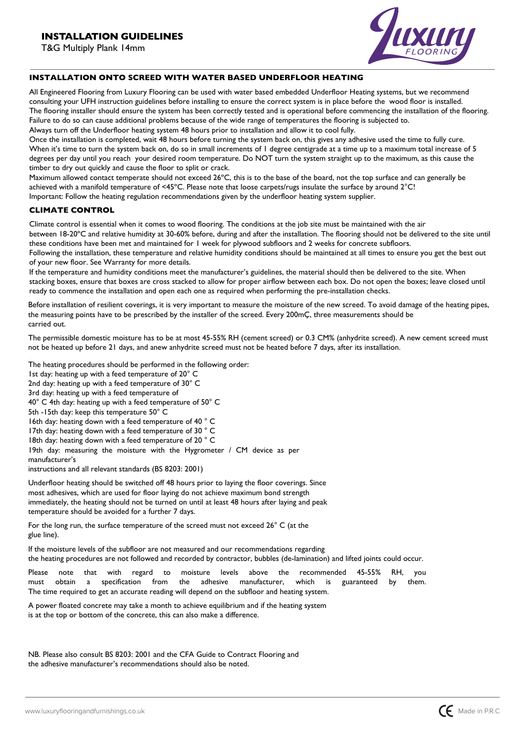# INSTALLATION GUIDELINES

T&G Multiply Plank 14mm

## INSTALLATION ONTO SCREED WITH WATER BASED UNDERFLOOR HEATING

All Engineered Flooring from Luxury Flooring can be used with water based embedded Underfloor Heating systems, but we recommend consulting your UFH instruction guidelines before installing to ensure the correct system is in place before the wood floor is installed. The flooring installer should ensure the system has been correctly tested and is operational before commencing the installation of the flooring. Failure to do so can cause additional problems because of the wide range of temperatures the flooring is subjected to.
Always turn off the Underfloor heating system 48 hours prior to installation and allow it to cool fully.
Once the installation is completed, wait 48 hours before turning the system back on, this gives any adhesive used the time to fully cure. When it's time to turn the system back on, do so in small increments of 1 degree centigrade at a time up to a maximum total increase of 5 degrees per day until you reach your desired room temperature. Do NOT turn the system straight up to the maximum, as this cause the timber to dry out quickly and cause the floor to split or crack.
Maximum allowed contact temperate should not exceed 26°C, this is to the base of the board, not the top surface and can generally be achieved with a manifold temperature of <45°C. Please note that loose carpets/rugs insulate the surface by around 2°C!
Important: Follow the heating regulation recommendations given by the underfloor heating system supplier.

## CLIMATE CONTROL

Climate control is essential when it comes to wood flooring. The conditions at the job site must be maintained with the air between 18-20°C and relative humidity at 30-60% before, during and after the installation. The flooring should not be delivered to the site until these conditions have been met and maintained for 1 week for plywood subfloors and 2 weeks for concrete subfloors.
Following the installation, these temperature and relative humidity conditions should be maintained at all times to ensure you get the best out of your new floor. See Warranty for more details.
If the temperature and humidity conditions meet the manufacturer's guidelines, the material should then be delivered to the site. When stacking boxes, ensure that boxes are cross stacked to allow for proper airflow between each box. Do not open the boxes; leave closed until ready to commence the installation and open each one as required when performing the pre-installation checks.

Before installation of resilient coverings, it is very important to measure the moisture of the new screed. To avoid damage of the heating pipes, the measuring points have to be prescribed by the installer of the screed. Every 200mÇ, three measurements should be carried out.

The permissible domestic moisture has to be at most 45-55% RH (cement screed) or 0.3 CM% (anhydrite screed). A new cement screed must not be heated up before 21 days, and anew anhydrite screed must not be heated before 7 days, after its installation.

The heating procedures should be performed in the following order:
1st day: heating up with a feed temperature of 20° C
2nd day: heating up with a feed temperature of 30° C
3rd day: heating up with a feed temperature of
40° C 4th day: heating up with a feed temperature of 50° C
5th -15th day: keep this temperature 50° C
16th day: heating down with a feed temperature of 40 ° C
17th day: heating down with a feed temperature of 30 ° C
18th day: heating down with a feed temperature of 20 ° C
19th day: measuring the moisture with the Hygrometer / CM device as per manufacturer's
instructions and all relevant standards (BS 8203: 2001)

Underfloor heating should be switched off 48 hours prior to laying the floor coverings. Since most adhesives, which are used for floor laying do not achieve maximum bond strength immediately, the heating should not be turned on until at least 48 hours after laying and peak temperature should be avoided for a further 7 days.

For the long run, the surface temperature of the screed must not exceed 26° C (at the glue line).

If the moisture levels of the subfloor are not measured and our recommendations regarding the heating procedures are not followed and recorded by contractor, bubbles (de-lamination) and lifted joints could occur.

Please note that with regard to moisture levels above the recommended 45-55% RH, you must obtain a specification from the adhesive manufacturer, which is guaranteed by them. The time required to get an accurate reading will depend on the subfloor and heating system.

A power floated concrete may take a month to achieve equilibrium and if the heating system is at the top or bottom of the concrete, this can also make a difference.

NB. Please also consult BS 8203: 2001 and the CFA Guide to Contract Flooring and the adhesive manufacturer's recommendations should also be noted.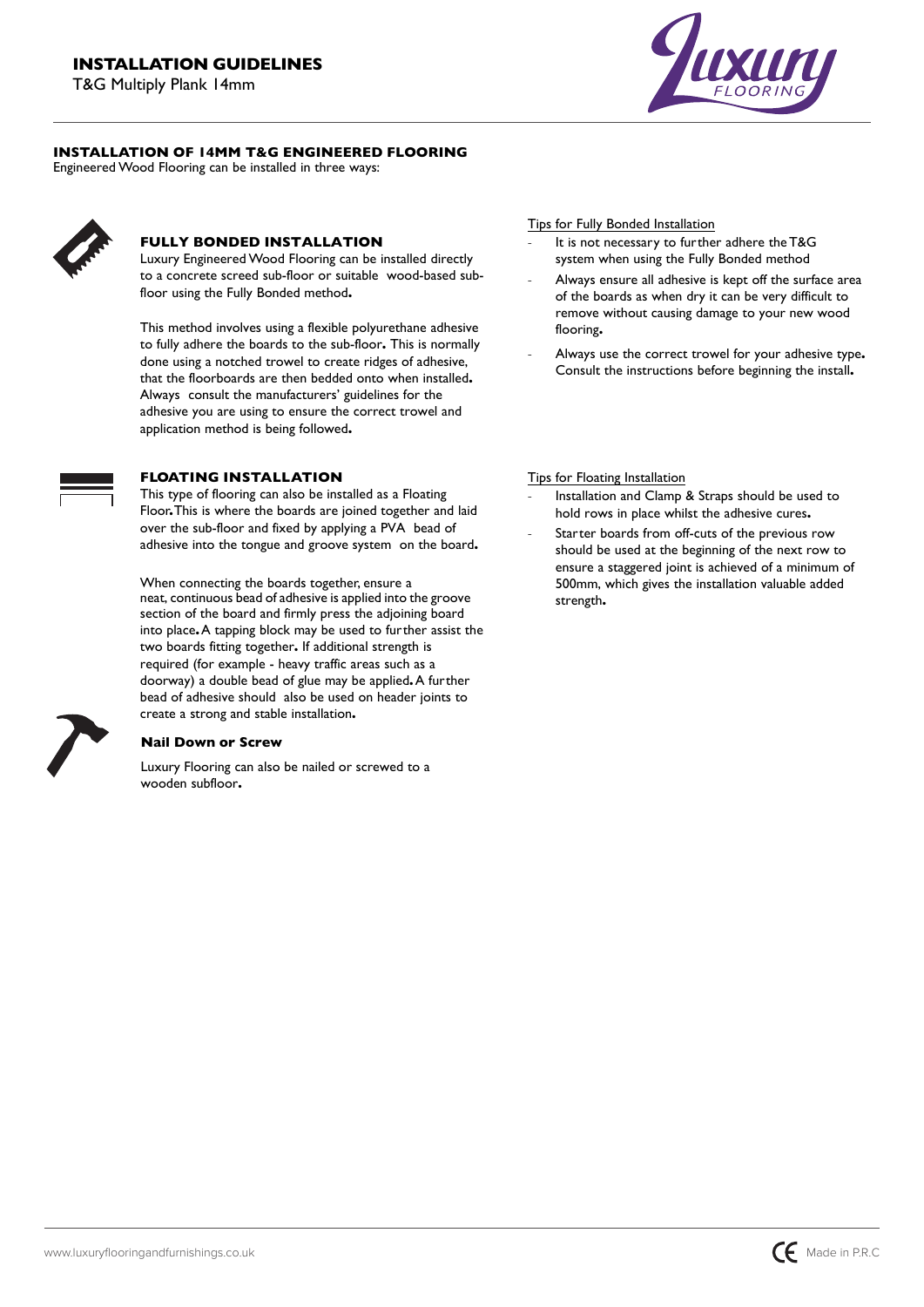# INSTALLATION GUIDELINES

T&G Multiply Plank 14mm

## INSTALLATION OF 14MM T&G ENGINEERED FLOORING

Engineered Wood Flooring can be installed in three ways:

### FULLY BONDED INSTALLATION

Luxury Engineered Wood Flooring can be installed directly to a concrete screed sub-floor or suitable wood-based sub-floor using the Fully Bonded method.

This method involves using a flexible polyurethane adhesive to fully adhere the boards to the sub-floor. This is normally done using a notched trowel to create ridges of adhesive, that the floorboards are then bedded onto when installed. Always consult the manufacturers' guidelines for the adhesive you are using to ensure the correct trowel and application method is being followed.

Tips for Fully Bonded Installation

- It is not necessary to further adhere the T&G system when using the Fully Bonded method
- Always ensure all adhesive is kept off the surface area of the boards as when dry it can be very difficult to remove without causing damage to your new wood flooring.
- Always use the correct trowel for your adhesive type. Consult the instructions before beginning the install.

### FLOATING INSTALLATION

This type of flooring can also be installed as a Floating Floor. This is where the boards are joined together and laid over the sub-floor and fixed by applying a PVA bead of adhesive into the tongue and groove system on the board.

When connecting the boards together, ensure a neat, continuous bead of adhesive is applied into the groove section of the board and firmly press the adjoining board into place. A tapping block may be used to further assist the two boards fitting together. If additional strength is required (for example - heavy traffic areas such as a doorway) a double bead of glue may be applied. A further bead of adhesive should also be used on header joints to create a strong and stable installation.

Tips for Floating Installation

- Installation and Clamp & Straps should be used to hold rows in place whilst the adhesive cures.
- Starter boards from off-cuts of the previous row should be used at the beginning of the next row to ensure a staggered joint is achieved of a minimum of 500mm, which gives the installation valuable added strength.

### Nail Down or Screw

Luxury Flooring can also be nailed or screwed to a wooden subfloor.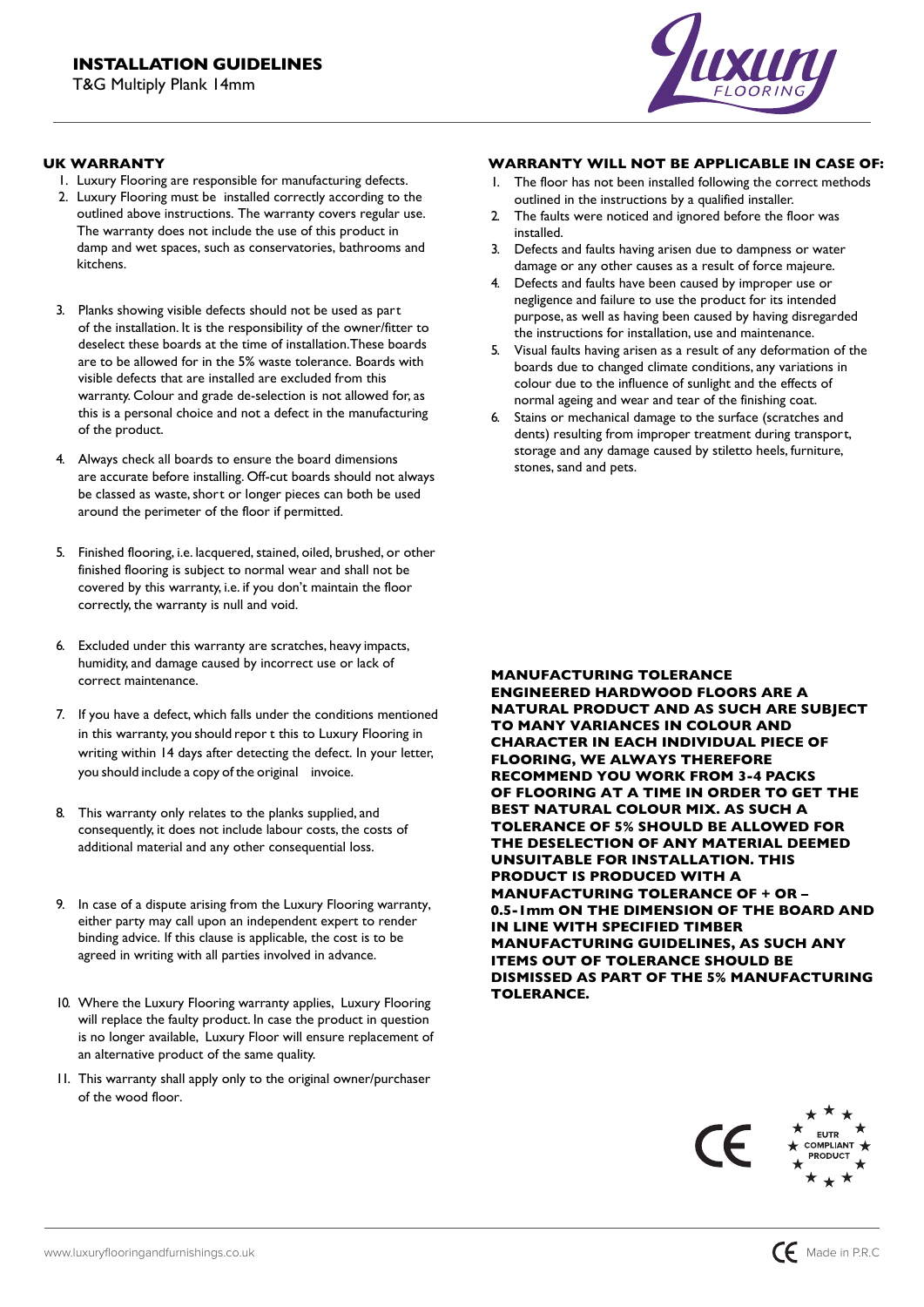# INSTALLATION GUIDELINES

T&G Multiply Plank 14mm

## UK WARRANTY

1. Luxury Flooring are responsible for manufacturing defects.
2. Luxury Flooring must be installed correctly according to the outlined above instructions. The warranty covers regular use. The warranty does not include the use of this product in damp and wet spaces, such as conservatories, bathrooms and kitchens.
3. Planks showing visible defects should not be used as part of the installation. It is the responsibility of the owner/fitter to deselect these boards at the time of installation. These boards are to be allowed for in the 5% waste tolerance. Boards with visible defects that are installed are excluded from this warranty. Colour and grade de-selection is not allowed for, as this is a personal choice and not a defect in the manufacturing of the product.
4. Always check all boards to ensure the board dimensions are accurate before installing. Off-cut boards should not always be classed as waste, short or longer pieces can both be used around the perimeter of the floor if permitted.
5. Finished flooring, i.e. lacquered, stained, oiled, brushed, or other finished flooring is subject to normal wear and shall not be covered by this warranty, i.e. if you don't maintain the floor correctly, the warranty is null and void.
6. Excluded under this warranty are scratches, heavy impacts, humidity, and damage caused by incorrect use or lack of correct maintenance.
7. If you have a defect, which falls under the conditions mentioned in this warranty, you should report this to Luxury Flooring in writing within 14 days after detecting the defect. In your letter, you should include a copy of the original invoice.
8. This warranty only relates to the planks supplied, and consequently, it does not include labour costs, the costs of additional material and any other consequential loss.
9. In case of a dispute arising from the Luxury Flooring warranty, either party may call upon an independent expert to render binding advice. If this clause is applicable, the cost is to be agreed in writing with all parties involved in advance.
10. Where the Luxury Flooring warranty applies, Luxury Flooring will replace the faulty product. In case the product in question is no longer available, Luxury Floor will ensure replacement of an alternative product of the same quality.
11. This warranty shall apply only to the original owner/purchaser of the wood floor.

## WARRANTY WILL NOT BE APPLICABLE IN CASE OF:

1. The floor has not been installed following the correct methods outlined in the instructions by a qualified installer.
2. The faults were noticed and ignored before the floor was installed.
3. Defects and faults having arisen due to dampness or water damage or any other causes as a result of force majeure.
4. Defects and faults have been caused by improper use or negligence and failure to use the product for its intended purpose, as well as having been caused by having disregarded the instructions for installation, use and maintenance.
5. Visual faults having arisen as a result of any deformation of the boards due to changed climate conditions, any variations in colour due to the influence of sunlight and the effects of normal ageing and wear and tear of the finishing coat.
6. Stains or mechanical damage to the surface (scratches and dents) resulting from improper treatment during transport, storage and any damage caused by stiletto heels, furniture, stones, sand and pets.

**MANUFACTURING TOLERANCE**
**ENGINEERED HARDWOOD FLOORS ARE A NATURAL PRODUCT AND AS SUCH ARE SUBJECT TO MANY VARIANCES IN COLOUR AND CHARACTER IN EACH INDIVIDUAL PIECE OF FLOORING, WE ALWAYS THEREFORE RECOMMEND YOU WORK FROM 3-4 PACKS OF FLOORING AT A TIME IN ORDER TO GET THE BEST NATURAL COLOUR MIX. AS SUCH A TOLERANCE OF 5% SHOULD BE ALLOWED FOR THE DESELECTION OF ANY MATERIAL DEEMED UNSUITABLE FOR INSTALLATION. THIS PRODUCT IS PRODUCED WITH A MANUFACTURING TOLERANCE OF + OR – 0.5-1mm ON THE DIMENSION OF THE BOARD AND IN LINE WITH SPECIFIED TIMBER MANUFACTURING GUIDELINES, AS SUCH ANY ITEMS OUT OF TOLERANCE SHOULD BE DISMISSED AS PART OF THE 5% MANUFACTURING TOLERANCE.**

EUTR COMPLIANT PRODUCT

www.luxuryflooringandfurnishings.co.uk

Made in P.R.C